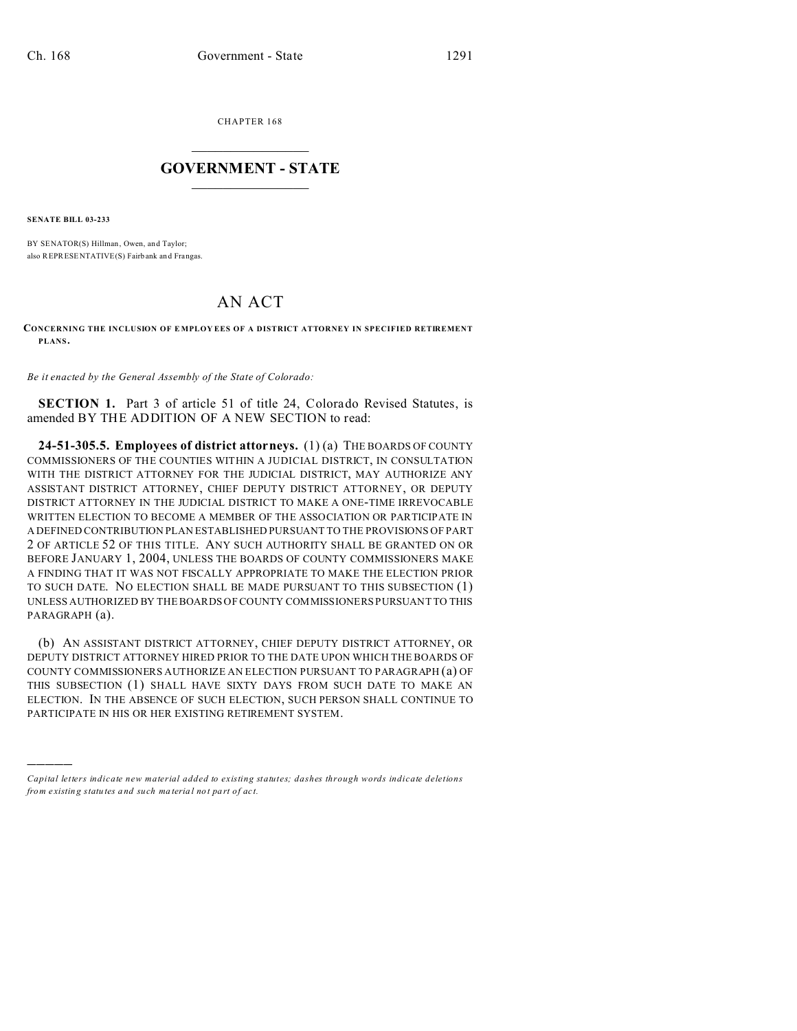CHAPTER 168

# GOVERNMENT - STATE

**SENATE BILL 03-233**

BY SENATOR(S) Hillman, Owen, and Taylor;
also REPRESENTATIVE(S) Fairbank and Frangas.

# AN ACT

**CONCERNING THE INCLUSION OF EMPLOYEES OF A DISTRICT ATTORNEY IN SPECIFIED RETIREMENT PLANS.**

*Be it enacted by the General Assembly of the State of Colorado:*

**SECTION 1.** Part 3 of article 51 of title 24, Colorado Revised Statutes, is amended BY THE ADDITION OF A NEW SECTION to read:

**24-51-305.5. Employees of district attorneys.** (1) (a) THE BOARDS OF COUNTY COMMISSIONERS OF THE COUNTIES WITHIN A JUDICIAL DISTRICT, IN CONSULTATION WITH THE DISTRICT ATTORNEY FOR THE JUDICIAL DISTRICT, MAY AUTHORIZE ANY ASSISTANT DISTRICT ATTORNEY, CHIEF DEPUTY DISTRICT ATTORNEY, OR DEPUTY DISTRICT ATTORNEY IN THE JUDICIAL DISTRICT TO MAKE A ONE-TIME IRREVOCABLE WRITTEN ELECTION TO BECOME A MEMBER OF THE ASSOCIATION OR PARTICIPATE IN A DEFINED CONTRIBUTION PLAN ESTABLISHED PURSUANT TO THE PROVISIONS OF PART 2 OF ARTICLE 52 OF THIS TITLE. ANY SUCH AUTHORITY SHALL BE GRANTED ON OR BEFORE JANUARY 1, 2004, UNLESS THE BOARDS OF COUNTY COMMISSIONERS MAKE A FINDING THAT IT WAS NOT FISCALLY APPROPRIATE TO MAKE THE ELECTION PRIOR TO SUCH DATE. NO ELECTION SHALL BE MADE PURSUANT TO THIS SUBSECTION (1) UNLESS AUTHORIZED BY THE BOARDS OF COUNTY COMMISSIONERS PURSUANT TO THIS PARAGRAPH (a).

(b) AN ASSISTANT DISTRICT ATTORNEY, CHIEF DEPUTY DISTRICT ATTORNEY, OR DEPUTY DISTRICT ATTORNEY HIRED PRIOR TO THE DATE UPON WHICH THE BOARDS OF COUNTY COMMISSIONERS AUTHORIZE AN ELECTION PURSUANT TO PARAGRAPH (a) OF THIS SUBSECTION (1) SHALL HAVE SIXTY DAYS FROM SUCH DATE TO MAKE AN ELECTION. IN THE ABSENCE OF SUCH ELECTION, SUCH PERSON SHALL CONTINUE TO PARTICIPATE IN HIS OR HER EXISTING RETIREMENT SYSTEM.

---

*Capital letters indicate new material added to existing statutes; dashes through words indicate deletions from existing statutes and such material not part of act.*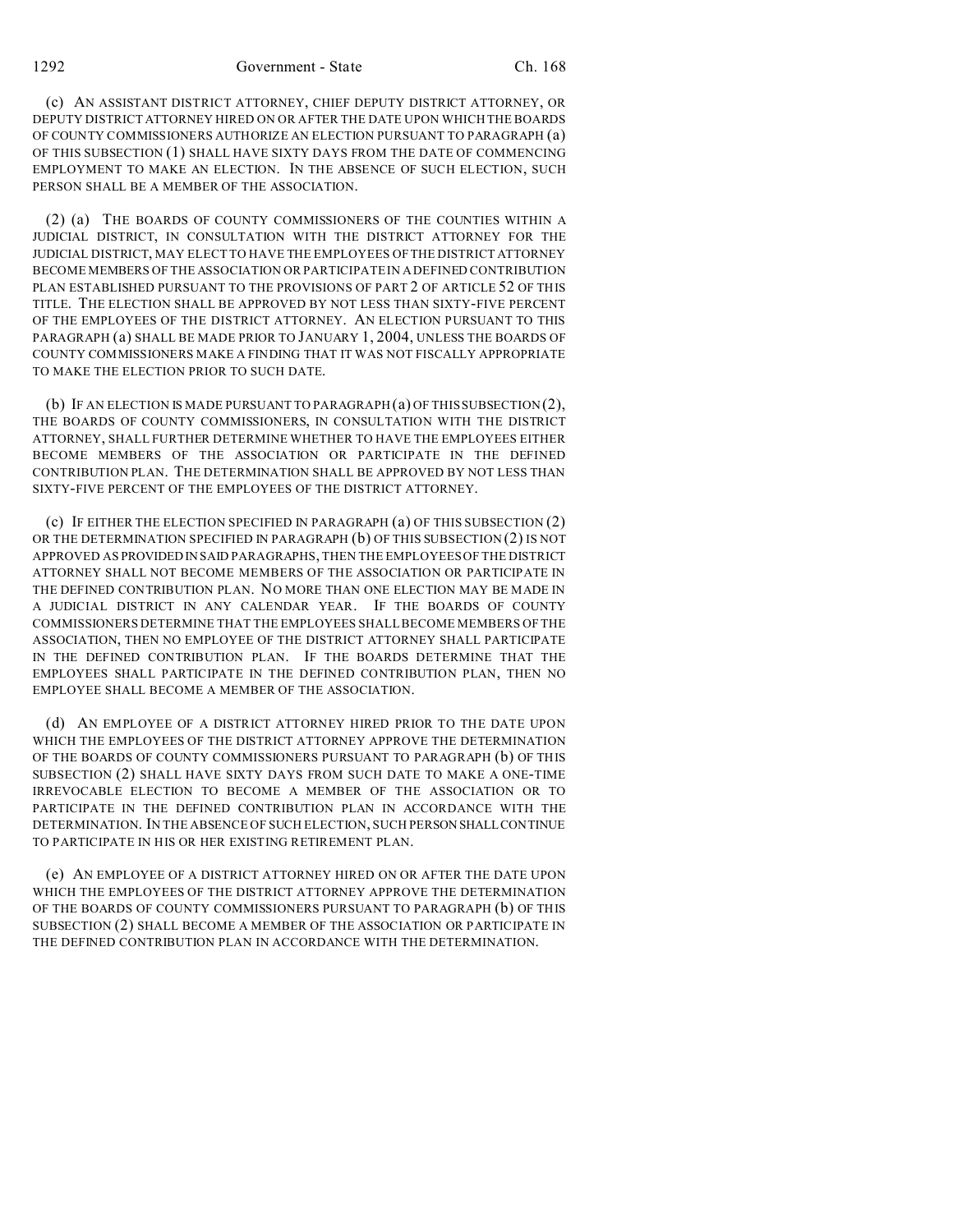(c) AN ASSISTANT DISTRICT ATTORNEY, CHIEF DEPUTY DISTRICT ATTORNEY, OR DEPUTY DISTRICT ATTORNEY HIRED ON OR AFTER THE DATE UPON WHICH THE BOARDS OF COUNTY COMMISSIONERS AUTHORIZE AN ELECTION PURSUANT TO PARAGRAPH (a) OF THIS SUBSECTION (1) SHALL HAVE SIXTY DAYS FROM THE DATE OF COMMENCING EMPLOYMENT TO MAKE AN ELECTION. IN THE ABSENCE OF SUCH ELECTION, SUCH PERSON SHALL BE A MEMBER OF THE ASSOCIATION.

(2) (a) THE BOARDS OF COUNTY COMMISSIONERS OF THE COUNTIES WITHIN A JUDICIAL DISTRICT, IN CONSULTATION WITH THE DISTRICT ATTORNEY FOR THE JUDICIAL DISTRICT, MAY ELECT TO HAVE THE EMPLOYEES OF THE DISTRICT ATTORNEY BECOME MEMBERS OF THE ASSOCIATION OR PARTICIPATE IN A DEFINED CONTRIBUTION PLAN ESTABLISHED PURSUANT TO THE PROVISIONS OF PART 2 OF ARTICLE 52 OF THIS TITLE. THE ELECTION SHALL BE APPROVED BY NOT LESS THAN SIXTY-FIVE PERCENT OF THE EMPLOYEES OF THE DISTRICT ATTORNEY. AN ELECTION PURSUANT TO THIS PARAGRAPH (a) SHALL BE MADE PRIOR TO JANUARY 1, 2004, UNLESS THE BOARDS OF COUNTY COMMISSIONERS MAKE A FINDING THAT IT WAS NOT FISCALLY APPROPRIATE TO MAKE THE ELECTION PRIOR TO SUCH DATE.

(b) IF AN ELECTION IS MADE PURSUANT TO PARAGRAPH (a) OF THIS SUBSECTION (2), THE BOARDS OF COUNTY COMMISSIONERS, IN CONSULTATION WITH THE DISTRICT ATTORNEY, SHALL FURTHER DETERMINE WHETHER TO HAVE THE EMPLOYEES EITHER BECOME MEMBERS OF THE ASSOCIATION OR PARTICIPATE IN THE DEFINED CONTRIBUTION PLAN. THE DETERMINATION SHALL BE APPROVED BY NOT LESS THAN SIXTY-FIVE PERCENT OF THE EMPLOYEES OF THE DISTRICT ATTORNEY.

(c) IF EITHER THE ELECTION SPECIFIED IN PARAGRAPH (a) OF THIS SUBSECTION (2) OR THE DETERMINATION SPECIFIED IN PARAGRAPH (b) OF THIS SUBSECTION (2) IS NOT APPROVED AS PROVIDED IN SAID PARAGRAPHS, THEN THE EMPLOYEES OF THE DISTRICT ATTORNEY SHALL NOT BECOME MEMBERS OF THE ASSOCIATION OR PARTICIPATE IN THE DEFINED CONTRIBUTION PLAN. NO MORE THAN ONE ELECTION MAY BE MADE IN A JUDICIAL DISTRICT IN ANY CALENDAR YEAR. IF THE BOARDS OF COUNTY COMMISSIONERS DETERMINE THAT THE EMPLOYEES SHALL BECOME MEMBERS OF THE ASSOCIATION, THEN NO EMPLOYEE OF THE DISTRICT ATTORNEY SHALL PARTICIPATE IN THE DEFINED CONTRIBUTION PLAN. IF THE BOARDS DETERMINE THAT THE EMPLOYEES SHALL PARTICIPATE IN THE DEFINED CONTRIBUTION PLAN, THEN NO EMPLOYEE SHALL BECOME A MEMBER OF THE ASSOCIATION.

(d) AN EMPLOYEE OF A DISTRICT ATTORNEY HIRED PRIOR TO THE DATE UPON WHICH THE EMPLOYEES OF THE DISTRICT ATTORNEY APPROVE THE DETERMINATION OF THE BOARDS OF COUNTY COMMISSIONERS PURSUANT TO PARAGRAPH (b) OF THIS SUBSECTION (2) SHALL HAVE SIXTY DAYS FROM SUCH DATE TO MAKE A ONE-TIME IRREVOCABLE ELECTION TO BECOME A MEMBER OF THE ASSOCIATION OR TO PARTICIPATE IN THE DEFINED CONTRIBUTION PLAN IN ACCORDANCE WITH THE DETERMINATION. IN THE ABSENCE OF SUCH ELECTION, SUCH PERSON SHALL CONTINUE TO PARTICIPATE IN HIS OR HER EXISTING RETIREMENT PLAN.

(e) AN EMPLOYEE OF A DISTRICT ATTORNEY HIRED ON OR AFTER THE DATE UPON WHICH THE EMPLOYEES OF THE DISTRICT ATTORNEY APPROVE THE DETERMINATION OF THE BOARDS OF COUNTY COMMISSIONERS PURSUANT TO PARAGRAPH (b) OF THIS SUBSECTION (2) SHALL BECOME A MEMBER OF THE ASSOCIATION OR PARTICIPATE IN THE DEFINED CONTRIBUTION PLAN IN ACCORDANCE WITH THE DETERMINATION.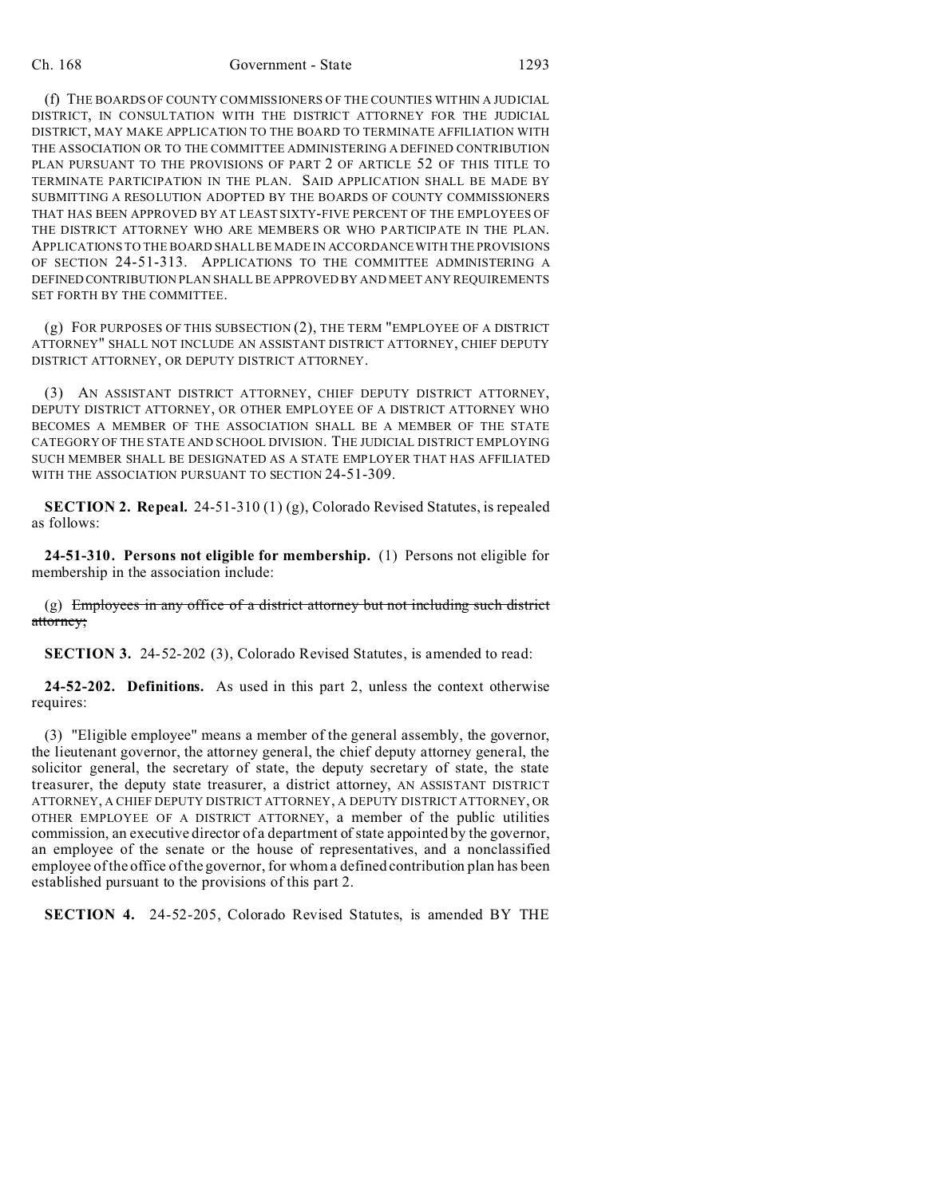(f) THE BOARDS OF COUNTY COMMISSIONERS OF THE COUNTIES WITHIN A JUDICIAL DISTRICT, IN CONSULTATION WITH THE DISTRICT ATTORNEY FOR THE JUDICIAL DISTRICT, MAY MAKE APPLICATION TO THE BOARD TO TERMINATE AFFILIATION WITH THE ASSOCIATION OR TO THE COMMITTEE ADMINISTERING A DEFINED CONTRIBUTION PLAN PURSUANT TO THE PROVISIONS OF PART 2 OF ARTICLE 52 OF THIS TITLE TO TERMINATE PARTICIPATION IN THE PLAN. SAID APPLICATION SHALL BE MADE BY SUBMITTING A RESOLUTION ADOPTED BY THE BOARDS OF COUNTY COMMISSIONERS THAT HAS BEEN APPROVED BY AT LEAST SIXTY-FIVE PERCENT OF THE EMPLOYEES OF THE DISTRICT ATTORNEY WHO ARE MEMBERS OR WHO PARTICIPATE IN THE PLAN. APPLICATIONS TO THE BOARD SHALL BE MADE IN ACCORDANCE WITH THE PROVISIONS OF SECTION 24-51-313. APPLICATIONS TO THE COMMITTEE ADMINISTERING A DEFINED CONTRIBUTION PLAN SHALL BE APPROVED BY AND MEET ANY REQUIREMENTS SET FORTH BY THE COMMITTEE.

(g) FOR PURPOSES OF THIS SUBSECTION (2), THE TERM "EMPLOYEE OF A DISTRICT ATTORNEY" SHALL NOT INCLUDE AN ASSISTANT DISTRICT ATTORNEY, CHIEF DEPUTY DISTRICT ATTORNEY, OR DEPUTY DISTRICT ATTORNEY.

(3) AN ASSISTANT DISTRICT ATTORNEY, CHIEF DEPUTY DISTRICT ATTORNEY, DEPUTY DISTRICT ATTORNEY, OR OTHER EMPLOYEE OF A DISTRICT ATTORNEY WHO BECOMES A MEMBER OF THE ASSOCIATION SHALL BE A MEMBER OF THE STATE CATEGORY OF THE STATE AND SCHOOL DIVISION. THE JUDICIAL DISTRICT EMPLOYING SUCH MEMBER SHALL BE DESIGNATED AS A STATE EMPLOYER THAT HAS AFFILIATED WITH THE ASSOCIATION PURSUANT TO SECTION 24-51-309.

**SECTION 2. Repeal.** 24-51-310 (1) (g), Colorado Revised Statutes, is repealed as follows:

**24-51-310. Persons not eligible for membership.** (1) Persons not eligible for membership in the association include:

(g) ~~Employees in any office of a district attorney but not including such district attorney;~~

**SECTION 3.** 24-52-202 (3), Colorado Revised Statutes, is amended to read:

**24-52-202. Definitions.** As used in this part 2, unless the context otherwise requires:

(3) "Eligible employee" means a member of the general assembly, the governor, the lieutenant governor, the attorney general, the chief deputy attorney general, the solicitor general, the secretary of state, the deputy secretary of state, the state treasurer, the deputy state treasurer, a district attorney, AN ASSISTANT DISTRICT ATTORNEY, A CHIEF DEPUTY DISTRICT ATTORNEY, A DEPUTY DISTRICT ATTORNEY, OR OTHER EMPLOYEE OF A DISTRICT ATTORNEY, a member of the public utilities commission, an executive director of a department of state appointed by the governor, an employee of the senate or the house of representatives, and a nonclassified employee of the office of the governor, for whom a defined contribution plan has been established pursuant to the provisions of this part 2.

**SECTION 4.** 24-52-205, Colorado Revised Statutes, is amended BY THE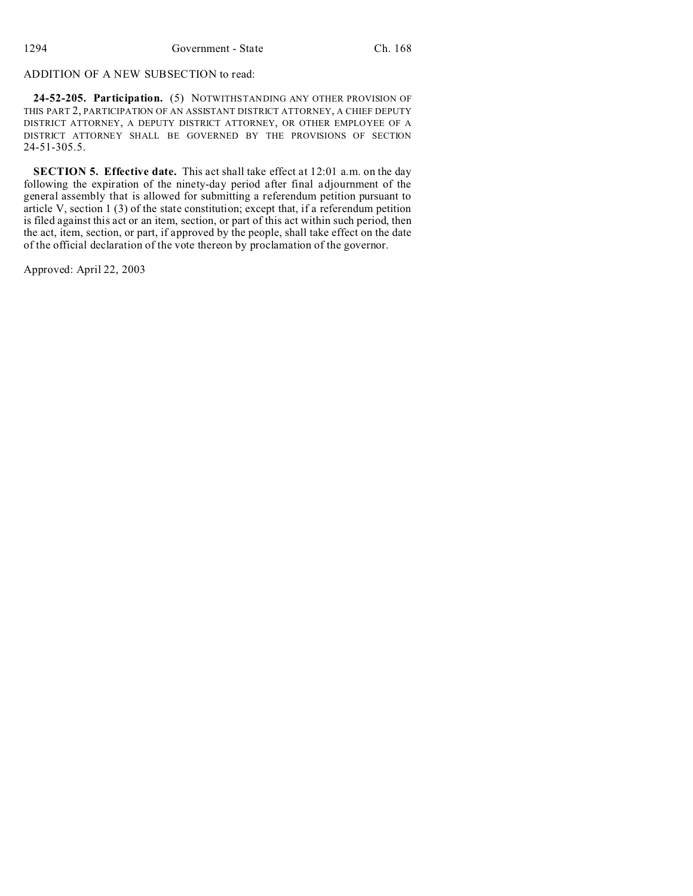ADDITION OF A NEW SUBSECTION to read:

**24-52-205. Participation.** (5) NOTWITHSTANDING ANY OTHER PROVISION OF THIS PART 2, PARTICIPATION OF AN ASSISTANT DISTRICT ATTORNEY, A CHIEF DEPUTY DISTRICT ATTORNEY, A DEPUTY DISTRICT ATTORNEY, OR OTHER EMPLOYEE OF A DISTRICT ATTORNEY SHALL BE GOVERNED BY THE PROVISIONS OF SECTION 24-51-305.5.

**SECTION 5. Effective date.** This act shall take effect at 12:01 a.m. on the day following the expiration of the ninety-day period after final adjournment of the general assembly that is allowed for submitting a referendum petition pursuant to article V, section 1 (3) of the state constitution; except that, if a referendum petition is filed against this act or an item, section, or part of this act within such period, then the act, item, section, or part, if approved by the people, shall take effect on the date of the official declaration of the vote thereon by proclamation of the governor.

Approved: April 22, 2003